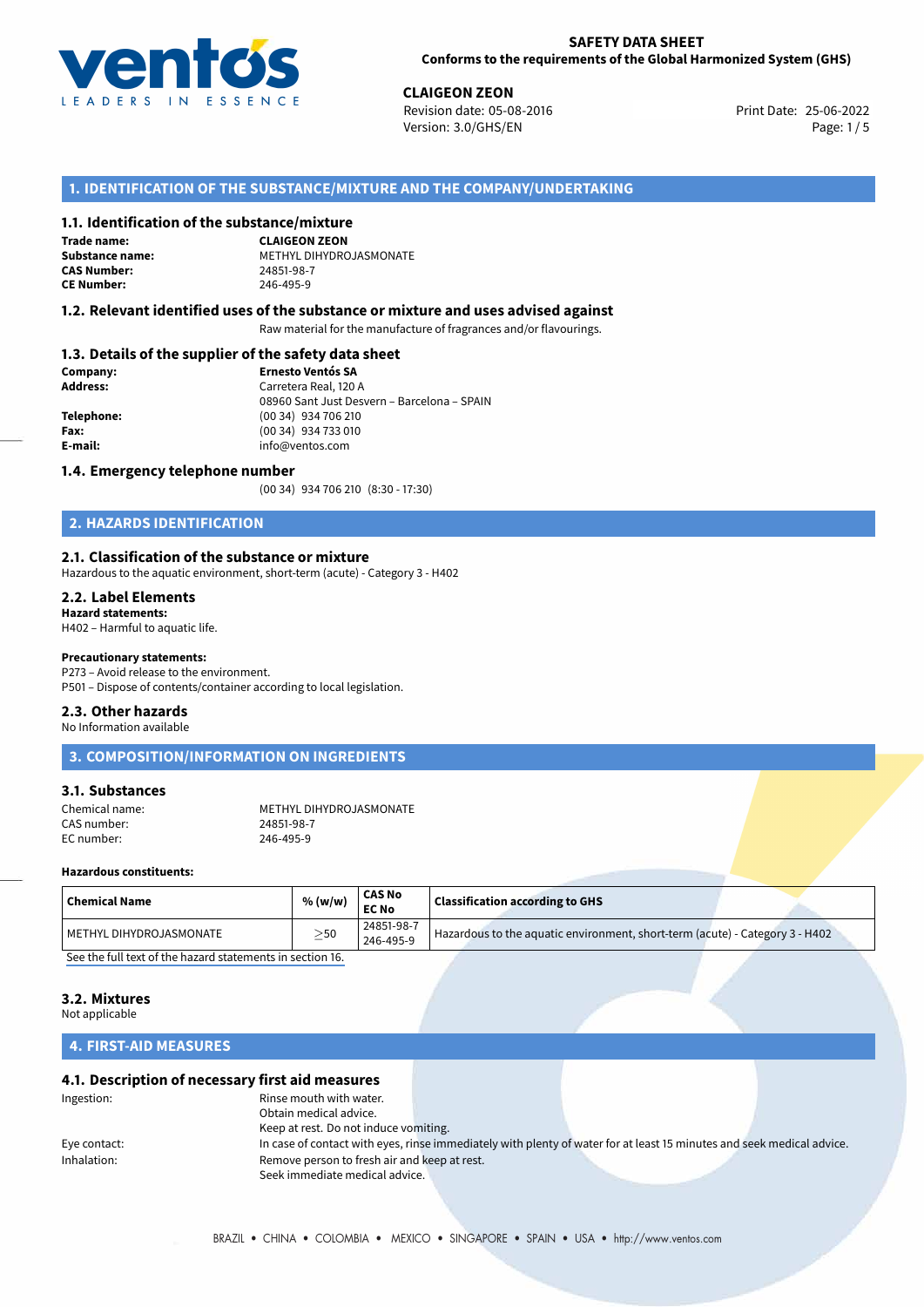**SAFETY DATA SHEET**
**Conforms to the requirements of the Global Harmonized System (GHS)**

**CLAIGEON ZEON**
Revision date: 05-08-2016
Version: 3.0/GHS/EN
Print Date: 25-06-2022

# 1. IDENTIFICATION OF THE SUBSTANCE/MIXTURE AND THE COMPANY/UNDERTAKING

## 1.1. Identification of the substance/mixture

**Trade name:** **CLAIGEON ZEON**
**Substance name:** METHYL DIHYDROJASMONATE
**CAS Number:** 24851-98-7
**CE Number:** 246-495-9

## 1.2. Relevant identified uses of the substance or mixture and uses advised against

Raw material for the manufacture of fragrances and/or flavourings.

## 1.3. Details of the supplier of the safety data sheet

**Company:** **Ernesto Ventós SA**
**Address:** Carretera Real, 120 A
08960 Sant Just Desvern – Barcelona – SPAIN
**Telephone:** (00 34) 934 706 210
**Fax:** (00 34) 934 733 010
**E-mail:** info@ventos.com

## 1.4. Emergency telephone number

(00 34) 934 706 210 (8:30 - 17:30)

# 2. HAZARDS IDENTIFICATION

## 2.1. Classification of the substance or mixture

Hazardous to the aquatic environment, short-term (acute) - Category 3 - H402

## 2.2. Label Elements

**Hazard statements:**
H402 – Harmful to aquatic life.

**Precautionary statements:**
P273 – Avoid release to the environment.
P501 – Dispose of contents/container according to local legislation.

## 2.3. Other hazards

No Information available

# 3. COMPOSITION/INFORMATION ON INGREDIENTS

## 3.1. Substances

Chemical name: METHYL DIHYDROJASMONATE
CAS number: 24851-98-7
EC number: 246-495-9

**Hazardous constituents:**

| Chemical Name | % (w/w) | CAS No EC No | Classification according to GHS |
|---|---|---|---|
| METHYL DIHYDROJASMONATE | $\geq$50 | 24851-98-7 246-495-9 | Hazardous to the aquatic environment, short-term (acute) - Category 3 - H402 |

See the full text of the hazard statements in section 16.

## 3.2. Mixtures

Not applicable

# 4. FIRST-AID MEASURES

## 4.1. Description of necessary first aid measures

Ingestion: Rinse mouth with water.
Obtain medical advice.
Keep at rest. Do not induce vomiting.

Eye contact: In case of contact with eyes, rinse immediately with plenty of water for at least 15 minutes and seek medical advice.

Inhalation: Remove person to fresh air and keep at rest.
Seek immediate medical advice.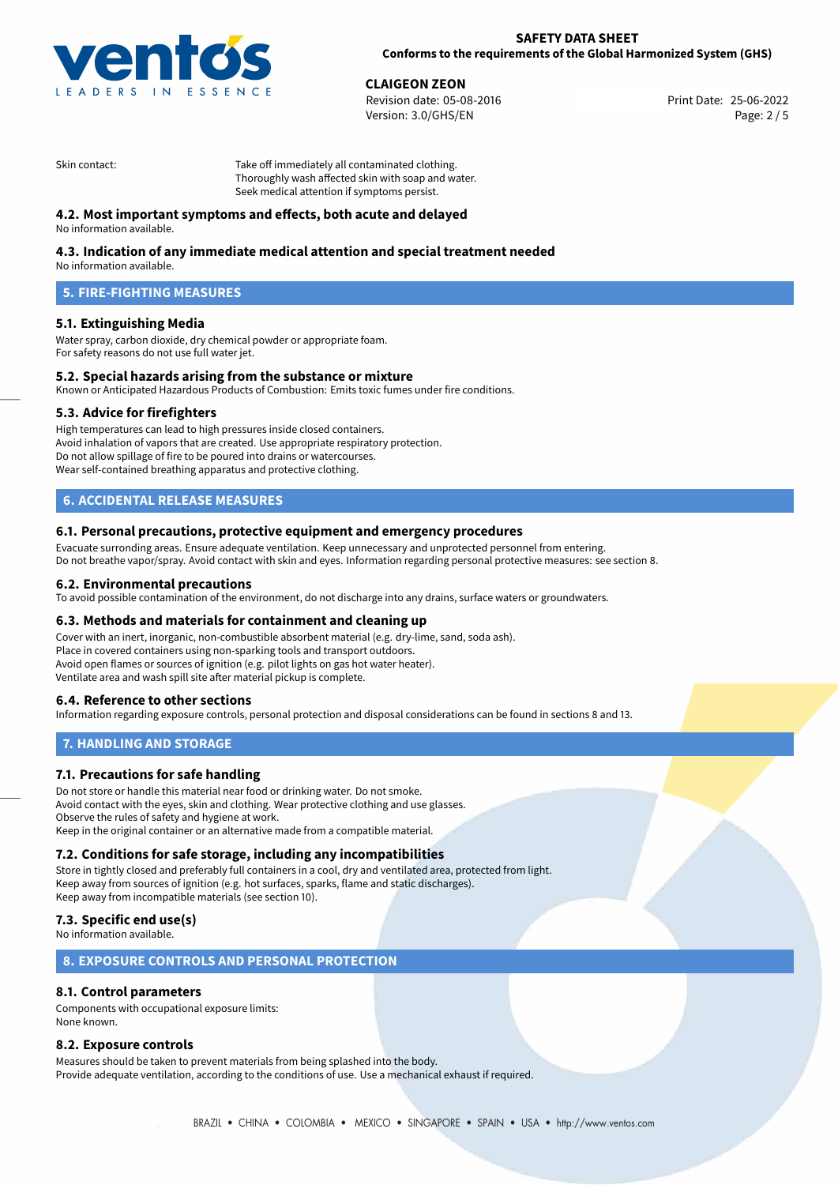Skin contact: Take off immediately all contaminated clothing.
Thoroughly wash affected skin with soap and water.
Seek medical attention if symptoms persist.

### 4.2. Most important symptoms and effects, both acute and delayed

No information available.

### 4.3. Indication of any immediate medical attention and special treatment needed

No information available.

## 5. FIRE-FIGHTING MEASURES

### 5.1. Extinguishing Media

Water spray, carbon dioxide, dry chemical powder or appropriate foam.
For safety reasons do not use full water jet.

### 5.2. Special hazards arising from the substance or mixture

Known or Anticipated Hazardous Products of Combustion: Emits toxic fumes under fire conditions.

### 5.3. Advice for firefighters

High temperatures can lead to high pressures inside closed containers.
Avoid inhalation of vapors that are created. Use appropriate respiratory protection.
Do not allow spillage of fire to be poured into drains or watercourses.
Wear self-contained breathing apparatus and protective clothing.

## 6. ACCIDENTAL RELEASE MEASURES

### 6.1. Personal precautions, protective equipment and emergency procedures

Evacuate surronding areas. Ensure adequate ventilation. Keep unnecessary and unprotected personnel from entering.
Do not breathe vapor/spray. Avoid contact with skin and eyes. Information regarding personal protective measures: see section 8.

### 6.2. Environmental precautions

To avoid possible contamination of the environment, do not discharge into any drains, surface waters or groundwaters.

### 6.3. Methods and materials for containment and cleaning up

Cover with an inert, inorganic, non-combustible absorbent material (e.g. dry-lime, sand, soda ash).
Place in covered containers using non-sparking tools and transport outdoors.
Avoid open flames or sources of ignition (e.g. pilot lights on gas hot water heater).
Ventilate area and wash spill site after material pickup is complete.

### 6.4. Reference to other sections

Information regarding exposure controls, personal protection and disposal considerations can be found in sections 8 and 13.

## 7. HANDLING AND STORAGE

### 7.1. Precautions for safe handling

Do not store or handle this material near food or drinking water. Do not smoke.
Avoid contact with the eyes, skin and clothing. Wear protective clothing and use glasses.
Observe the rules of safety and hygiene at work.
Keep in the original container or an alternative made from a compatible material.

### 7.2. Conditions for safe storage, including any incompatibilities

Store in tightly closed and preferably full containers in a cool, dry and ventilated area, protected from light.
Keep away from sources of ignition (e.g. hot surfaces, sparks, flame and static discharges).
Keep away from incompatible materials (see section 10).

### 7.3. Specific end use(s)

No information available.

## 8. EXPOSURE CONTROLS AND PERSONAL PROTECTION

### 8.1. Control parameters

Components with occupational exposure limits:
None known.

### 8.2. Exposure controls

Measures should be taken to prevent materials from being splashed into the body.
Provide adequate ventilation, according to the conditions of use. Use a mechanical exhaust if required.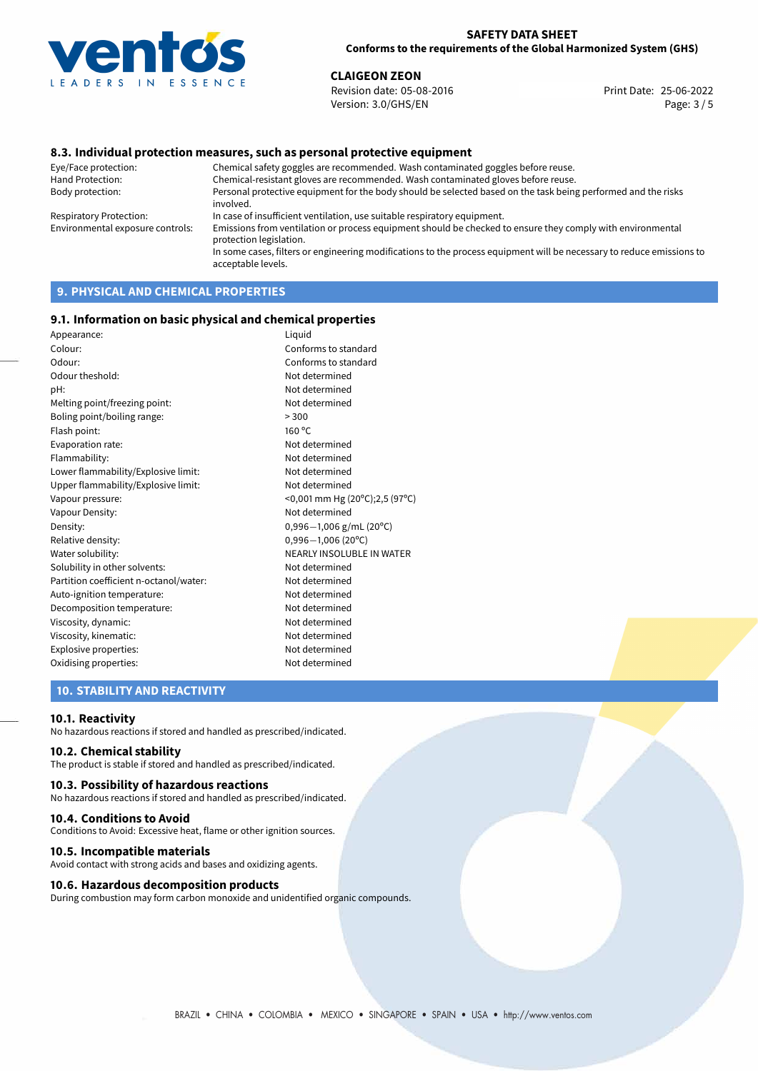### 8.3. Individual protection measures, such as personal protective equipment

| | |
|---|---|
| Eye/Face protection: | Chemical safety goggles are recommended. Wash contaminated goggles before reuse. |
| Hand Protection: | Chemical-resistant gloves are recommended. Wash contaminated gloves before reuse. |
| Body protection: | Personal protective equipment for the body should be selected based on the task being performed and the risks involved. |
| Respiratory Protection: | In case of insufficient ventilation, use suitable respiratory equipment. |
| Environmental exposure controls: | Emissions from ventilation or process equipment should be checked to ensure they comply with environmental protection legislation. In some cases, filters or engineering modifications to the process equipment will be necessary to reduce emissions to acceptable levels. |

## 9. PHYSICAL AND CHEMICAL PROPERTIES

### 9.1. Information on basic physical and chemical properties

| | |
|---|---|
| Appearance: | Liquid |
| Colour: | Conforms to standard |
| Odour: | Conforms to standard |
| Odour theshold: | Not determined |
| pH: | Not determined |
| Melting point/freezing point: | Not determined |
| Boling point/boiling range: | > 300 |
| Flash point: | 160 °C |
| Evaporation rate: | Not determined |
| Flammability: | Not determined |
| Lower flammability/Explosive limit: | Not determined |
| Upper flammability/Explosive limit: | Not determined |
| Vapour pressure: | <0,001 mm Hg (20°C);2,5 (97°C) |
| Vapour Density: | Not determined |
| Density: | 0,996—1,006 g/mL (20°C) |
| Relative density: | 0,996—1,006 (20°C) |
| Water solubility: | NEARLY INSOLUBLE IN WATER |
| Solubility in other solvents: | Not determined |
| Partition coefficient n-octanol/water: | Not determined |
| Auto-ignition temperature: | Not determined |
| Decomposition temperature: | Not determined |
| Viscosity, dynamic: | Not determined |
| Viscosity, kinematic: | Not determined |
| Explosive properties: | Not determined |
| Oxidising properties: | Not determined |

## 10. STABILITY AND REACTIVITY

### 10.1. Reactivity

No hazardous reactions if stored and handled as prescribed/indicated.

### 10.2. Chemical stability

The product is stable if stored and handled as prescribed/indicated.

### 10.3. Possibility of hazardous reactions

No hazardous reactions if stored and handled as prescribed/indicated.

### 10.4. Conditions to Avoid

Conditions to Avoid: Excessive heat, flame or other ignition sources.

### 10.5. Incompatible materials

Avoid contact with strong acids and bases and oxidizing agents.

### 10.6. Hazardous decomposition products

During combustion may form carbon monoxide and unidentified organic compounds.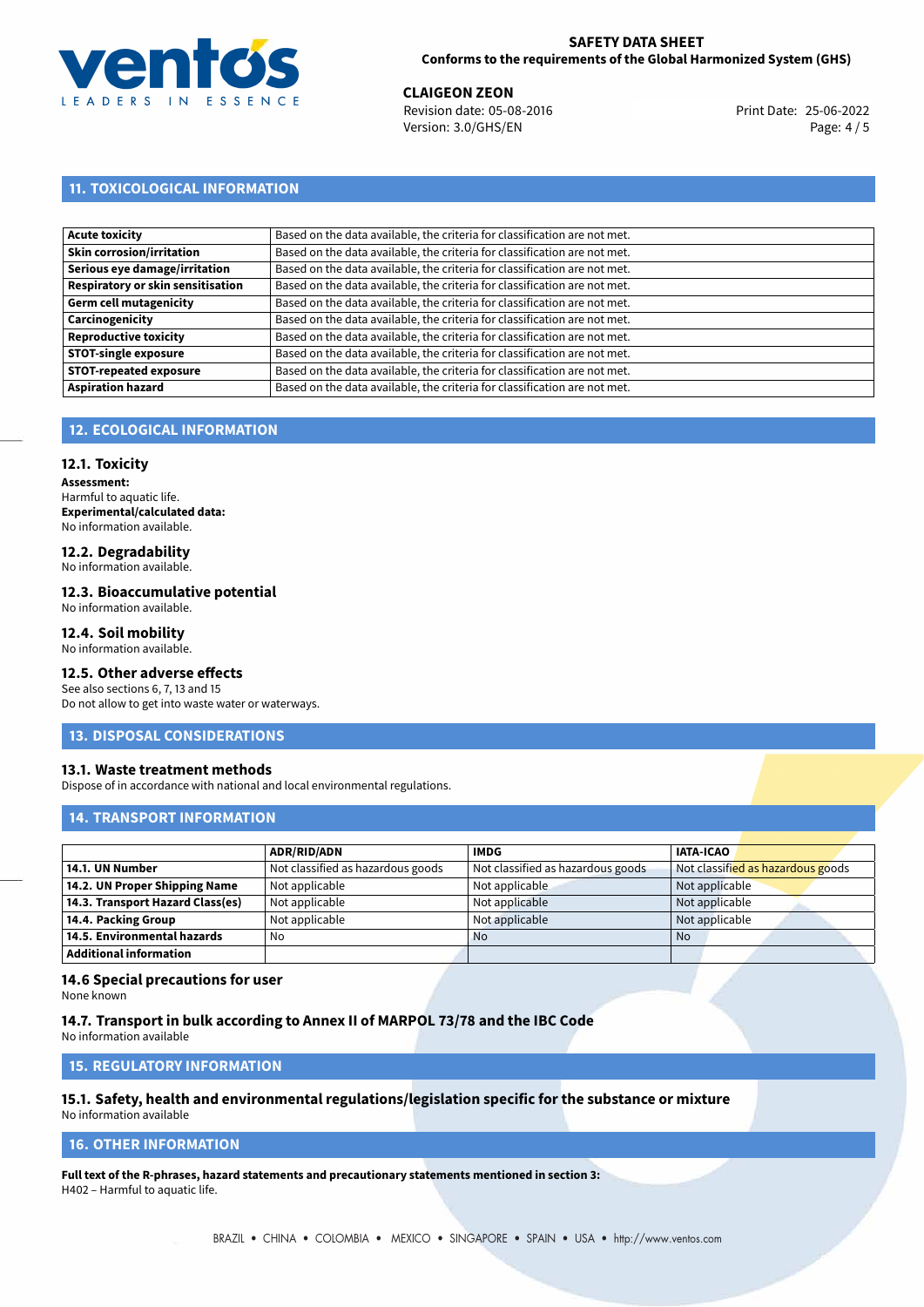## 11. TOXICOLOGICAL INFORMATION

| | |
|---|---|
| **Acute toxicity** | Based on the data available, the criteria for classification are not met. |
| **Skin corrosion/irritation** | Based on the data available, the criteria for classification are not met. |
| **Serious eye damage/irritation** | Based on the data available, the criteria for classification are not met. |
| **Respiratory or skin sensitisation** | Based on the data available, the criteria for classification are not met. |
| **Germ cell mutagenicity** | Based on the data available, the criteria for classification are not met. |
| **Carcinogenicity** | Based on the data available, the criteria for classification are not met. |
| **Reproductive toxicity** | Based on the data available, the criteria for classification are not met. |
| **STOT-single exposure** | Based on the data available, the criteria for classification are not met. |
| **STOT-repeated exposure** | Based on the data available, the criteria for classification are not met. |
| **Aspiration hazard** | Based on the data available, the criteria for classification are not met. |

## 12. ECOLOGICAL INFORMATION

### 12.1. Toxicity

**Assessment:**
Harmful to aquatic life.
**Experimental/calculated data:**
No information available.

### 12.2. Degradability

No information available.

### 12.3. Bioaccumulative potential

No information available.

### 12.4. Soil mobility

No information available.

### 12.5. Other adverse effects

See also sections 6, 7, 13 and 15
Do not allow to get into waste water or waterways.

## 13. DISPOSAL CONSIDERATIONS

### 13.1. Waste treatment methods

Dispose of in accordance with national and local environmental regulations.

## 14. TRANSPORT INFORMATION

| | ADR/RID/ADN | IMDG | IATA-ICAO |
|---|---|---|---|
| **14.1. UN Number** | Not classified as hazardous goods | Not classified as hazardous goods | Not classified as hazardous goods |
| **14.2. UN Proper Shipping Name** | Not applicable | Not applicable | Not applicable |
| **14.3. Transport Hazard Class(es)** | Not applicable | Not applicable | Not applicable |
| **14.4. Packing Group** | Not applicable | Not applicable | Not applicable |
| **14.5. Environmental hazards** | No | No | No |
| **Additional information** | | | |

### 14.6 Special precautions for user

None known

### 14.7. Transport in bulk according to Annex II of MARPOL 73/78 and the IBC Code

No information available

## 15. REGULATORY INFORMATION

### 15.1. Safety, health and environmental regulations/legislation specific for the substance or mixture

No information available

## 16. OTHER INFORMATION

**Full text of the R-phrases, hazard statements and precautionary statements mentioned in section 3:**
H402 – Harmful to aquatic life.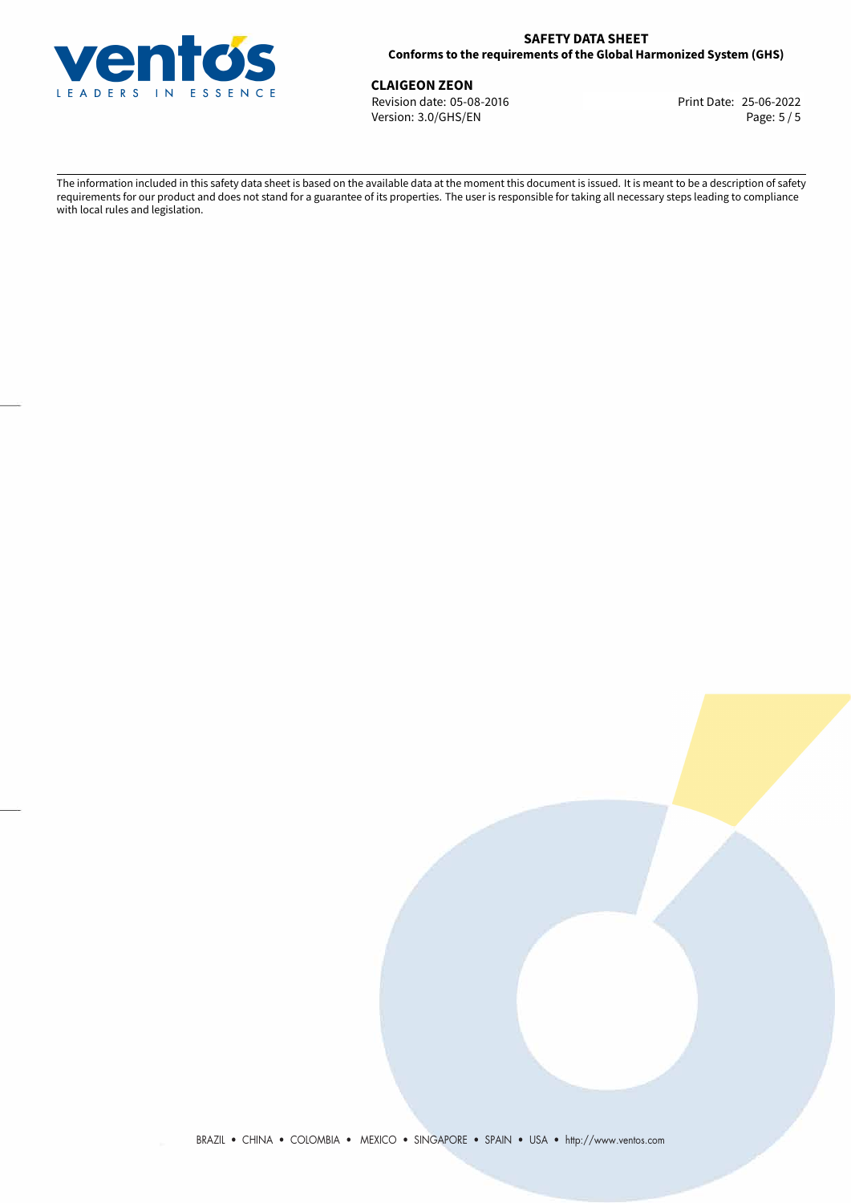The information included in this safety data sheet is based on the available data at the moment this document is issued. It is meant to be a description of safety requirements for our product and does not stand for a guarantee of its properties. The user is responsible for taking all necessary steps leading to compliance with local rules and legislation.